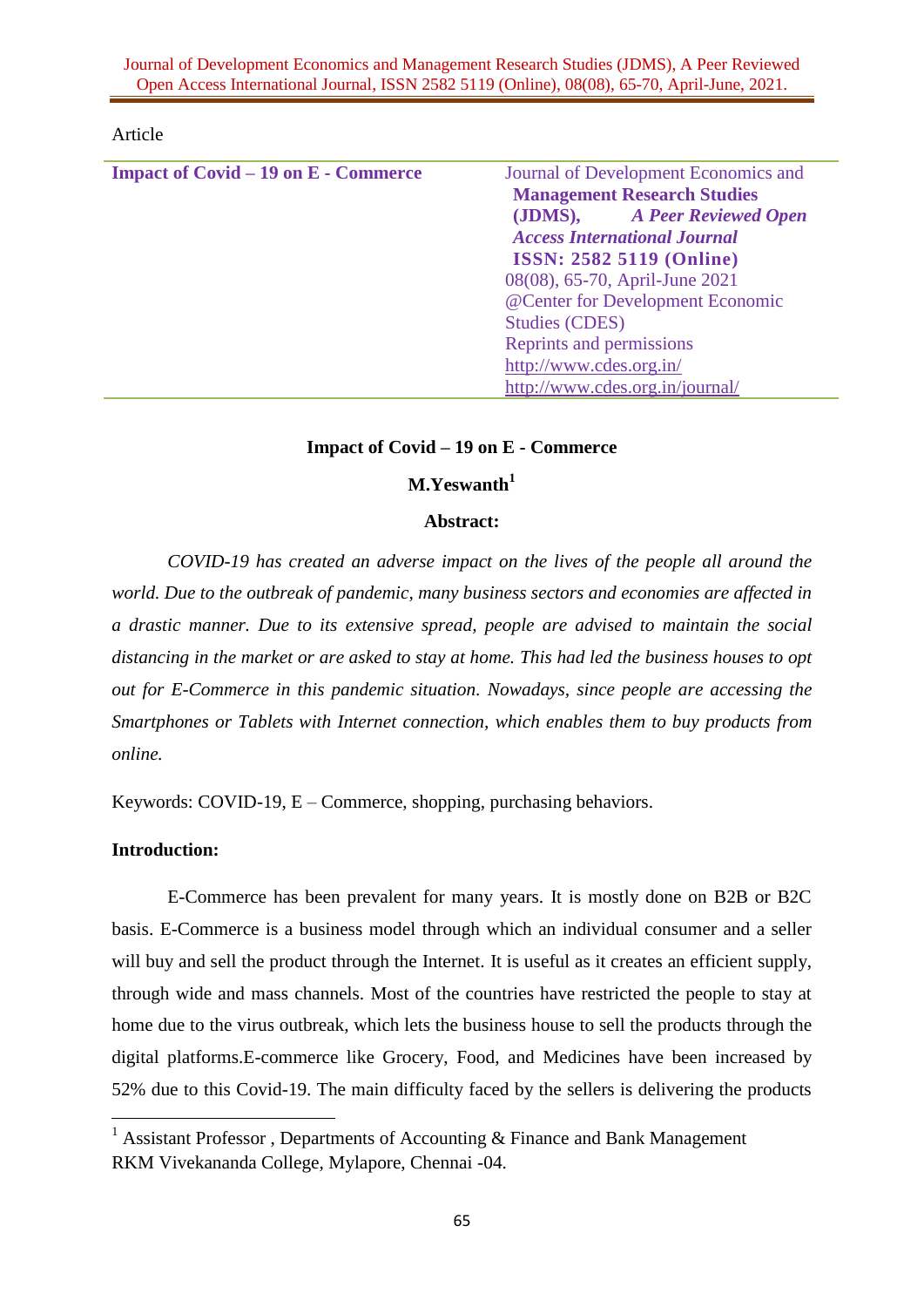Article

| Impact of Covid – 19 on E - Commerce | Journal of Development Economics and **Management Research Studies (JDMS),** ***A Peer Reviewed Open Access International Journal*** **ISSN: 2582 5119 (Online)** 08(08), 65-70, April-June 2021 @Center for Development Economic Studies (CDES) Reprints and permissions http://www.cdes.org.in/ http://www.cdes.org.in/journal/ |
|---|---|

# Impact of Covid – 19 on E - Commerce

**M.Yeswanth[1]**

**Abstract:**

*COVID-19 has created an adverse impact on the lives of the people all around the world. Due to the outbreak of pandemic, many business sectors and economies are affected in a drastic manner. Due to its extensive spread, people are advised to maintain the social distancing in the market or are asked to stay at home. This had led the business houses to opt out for E-Commerce in this pandemic situation. Nowadays, since people are accessing the Smartphones or Tablets with Internet connection, which enables them to buy products from online.*

Keywords: COVID-19, E – Commerce, shopping, purchasing behaviors.

## Introduction:

E-Commerce has been prevalent for many years. It is mostly done on B2B or B2C basis. E-Commerce is a business model through which an individual consumer and a seller will buy and sell the product through the Internet. It is useful as it creates an efficient supply, through wide and mass channels. Most of the countries have restricted the people to stay at home due to the virus outbreak, which lets the business house to sell the products through the digital platforms.E-commerce like Grocery, Food, and Medicines have been increased by 52% due to this Covid-19. The main difficulty faced by the sellers is delivering the products

[1] Assistant Professor , Departments of Accounting & Finance and Bank Management RKM Vivekananda College, Mylapore, Chennai -04.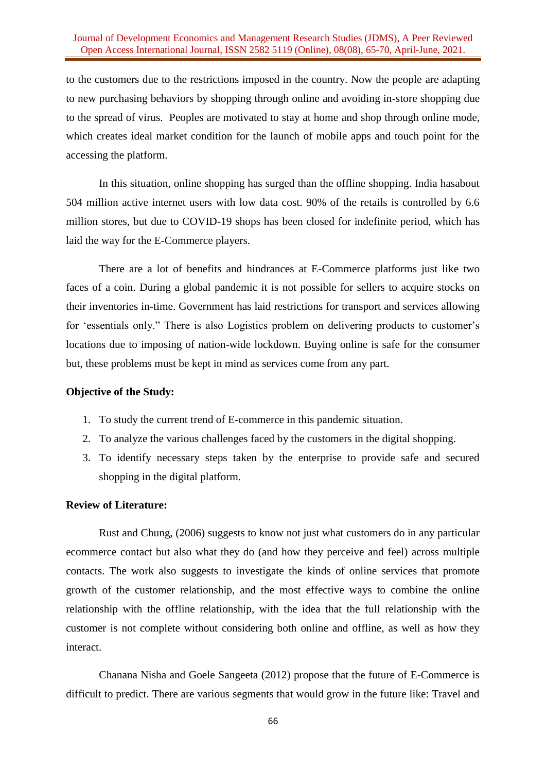to the customers due to the restrictions imposed in the country. Now the people are adapting to new purchasing behaviors by shopping through online and avoiding in-store shopping due to the spread of virus. Peoples are motivated to stay at home and shop through online mode, which creates ideal market condition for the launch of mobile apps and touch point for the accessing the platform.

In this situation, online shopping has surged than the offline shopping. India hasabout 504 million active internet users with low data cost. 90% of the retails is controlled by 6.6 million stores, but due to COVID-19 shops has been closed for indefinite period, which has laid the way for the E-Commerce players.

There are a lot of benefits and hindrances at E-Commerce platforms just like two faces of a coin. During a global pandemic it is not possible for sellers to acquire stocks on their inventories in-time. Government has laid restrictions for transport and services allowing for 'essentials only." There is also Logistics problem on delivering products to customer's locations due to imposing of nation-wide lockdown. Buying online is safe for the consumer but, these problems must be kept in mind as services come from any part.

**Objective of the Study:**

1. To study the current trend of E-commerce in this pandemic situation.
2. To analyze the various challenges faced by the customers in the digital shopping.
3. To identify necessary steps taken by the enterprise to provide safe and secured shopping in the digital platform.

**Review of Literature:**

Rust and Chung, (2006) suggests to know not just what customers do in any particular ecommerce contact but also what they do (and how they perceive and feel) across multiple contacts. The work also suggests to investigate the kinds of online services that promote growth of the customer relationship, and the most effective ways to combine the online relationship with the offline relationship, with the idea that the full relationship with the customer is not complete without considering both online and offline, as well as how they interact.

Chanana Nisha and Goele Sangeeta (2012) propose that the future of E-Commerce is difficult to predict. There are various segments that would grow in the future like: Travel and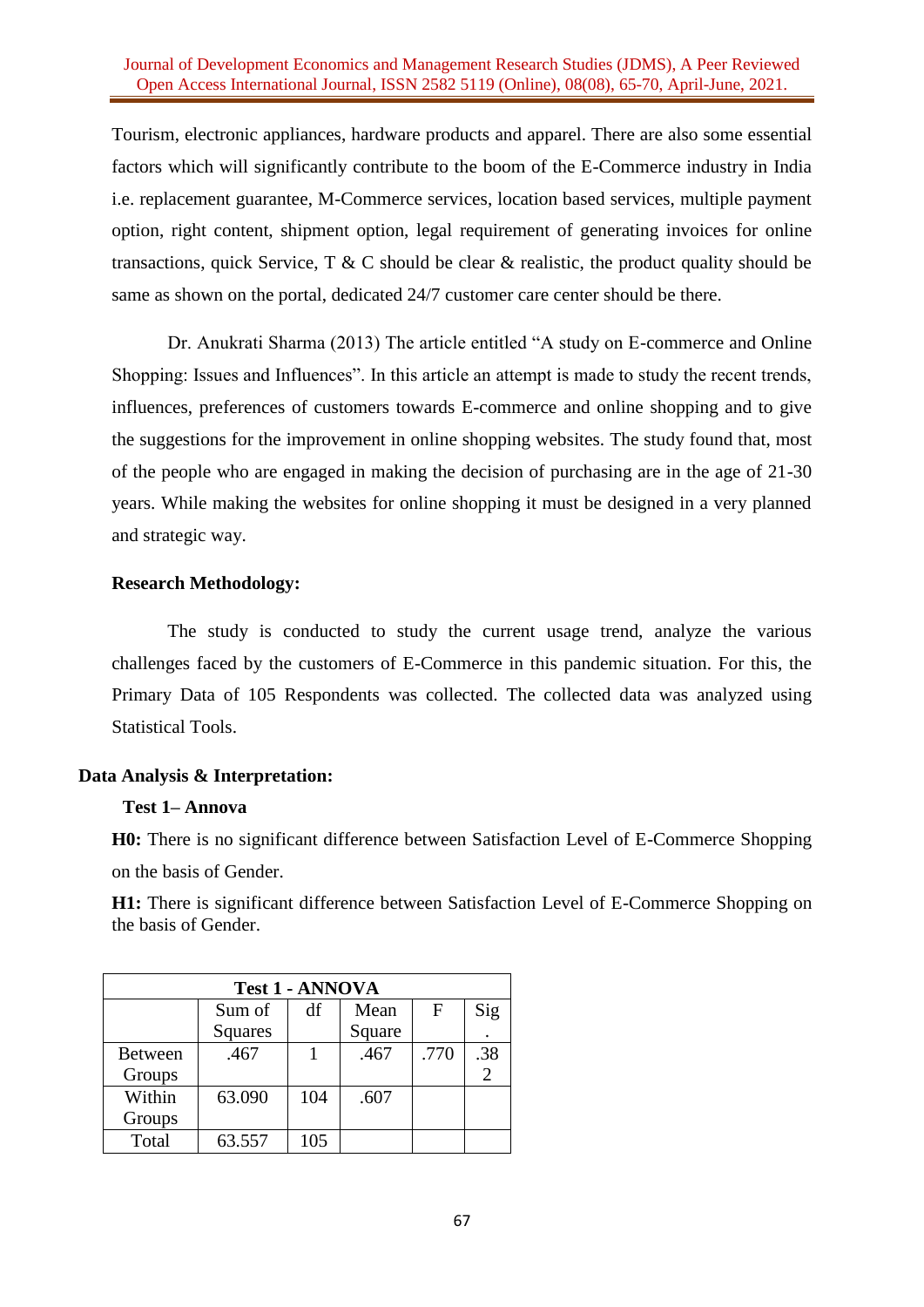Tourism, electronic appliances, hardware products and apparel. There are also some essential factors which will significantly contribute to the boom of the E-Commerce industry in India i.e. replacement guarantee, M-Commerce services, location based services, multiple payment option, right content, shipment option, legal requirement of generating invoices for online transactions, quick Service, T & C should be clear & realistic, the product quality should be same as shown on the portal, dedicated 24/7 customer care center should be there.

Dr. Anukrati Sharma (2013) The article entitled "A study on E-commerce and Online Shopping: Issues and Influences". In this article an attempt is made to study the recent trends, influences, preferences of customers towards E-commerce and online shopping and to give the suggestions for the improvement in online shopping websites. The study found that, most of the people who are engaged in making the decision of purchasing are in the age of 21-30 years. While making the websites for online shopping it must be designed in a very planned and strategic way.

**Research Methodology:**

The study is conducted to study the current usage trend, analyze the various challenges faced by the customers of E-Commerce in this pandemic situation. For this, the Primary Data of 105 Respondents was collected. The collected data was analyzed using Statistical Tools.

**Data Analysis & Interpretation:**

**Test 1– Annova**

**H0:** There is no significant difference between Satisfaction Level of E-Commerce Shopping on the basis of Gender.

**H1:** There is significant difference between Satisfaction Level of E-Commerce Shopping on the basis of Gender.

| Test 1 - ANNOVA | | | | | |
|---|---|---|---|---|---|
| | Sum of Squares | df | Mean Square | F | Sig. |
| Between Groups | .467 | 1 | .467 | .770 | .382 |
| Within Groups | 63.090 | 104 | .607 | | |
| Total | 63.557 | 105 | | | |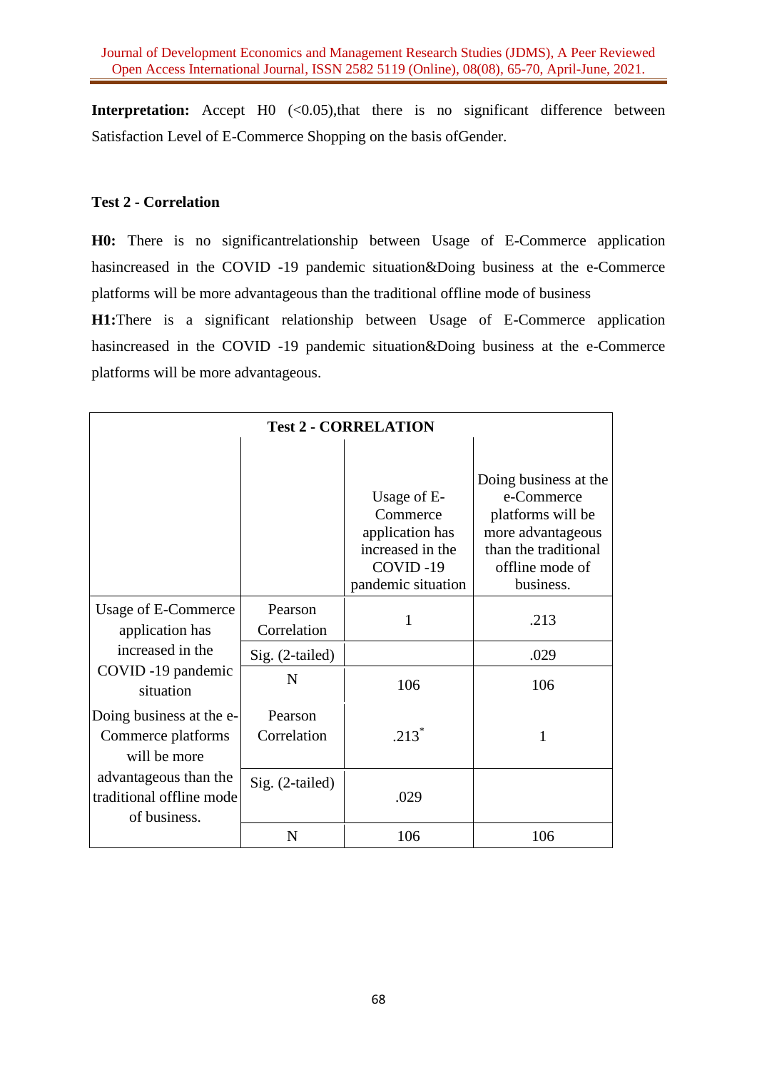**Interpretation:** Accept H0 (<0.05),that there is no significant difference between Satisfaction Level of E-Commerce Shopping on the basis ofGender.

**Test 2 - Correlation**

**H0:** There is no significantrelationship between Usage of E-Commerce application hasincreased in the COVID -19 pandemic situation&Doing business at the e-Commerce platforms will be more advantageous than the traditional offline mode of business

**H1:**There is a significant relationship between Usage of E-Commerce application hasincreased in the COVID -19 pandemic situation&Doing business at the e-Commerce platforms will be more advantageous.

| Test 2 - CORRELATION | | | |
|---|---|---|---|
| | | Usage of E-Commerce application has increased in the COVID -19 pandemic situation | Doing business at the e-Commerce platforms will be more advantageous than the traditional offline mode of business. |
| Usage of E-Commerce application has increased in the COVID -19 pandemic situation | Pearson Correlation | 1 | .213 |
| | Sig. (2-tailed) | | .029 |
| | N | 106 | 106 |
| Doing business at the e-Commerce platforms will be more advantageous than the traditional offline mode of business. | Pearson Correlation | .213* | 1 |
| | Sig. (2-tailed) | .029 | |
| | N | 106 | 106 |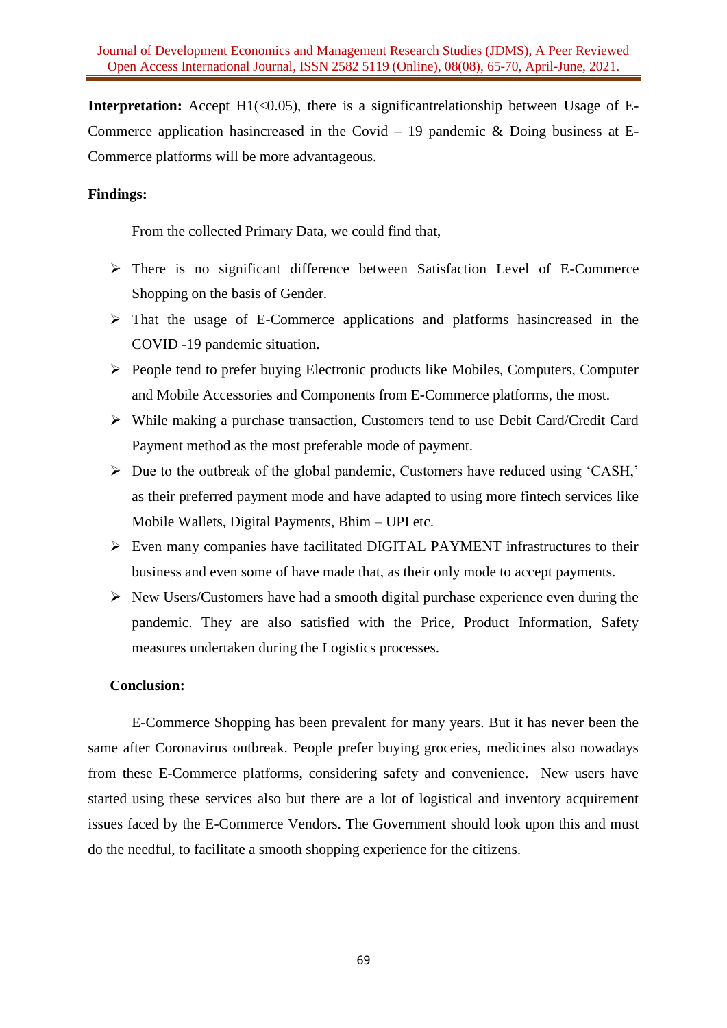**Interpretation:** Accept H1($<0.05$), there is a significantrelationship between Usage of E-Commerce application hasincreased in the Covid – 19 pandemic & Doing business at E-Commerce platforms will be more advantageous.

**Findings:**

From the collected Primary Data, we could find that,

- There is no significant difference between Satisfaction Level of E-Commerce Shopping on the basis of Gender.
- That the usage of E-Commerce applications and platforms hasincreased in the COVID -19 pandemic situation.
- People tend to prefer buying Electronic products like Mobiles, Computers, Computer and Mobile Accessories and Components from E-Commerce platforms, the most.
- While making a purchase transaction, Customers tend to use Debit Card/Credit Card Payment method as the most preferable mode of payment.
- Due to the outbreak of the global pandemic, Customers have reduced using 'CASH,' as their preferred payment mode and have adapted to using more fintech services like Mobile Wallets, Digital Payments, Bhim – UPI etc.
- Even many companies have facilitated DIGITAL PAYMENT infrastructures to their business and even some of have made that, as their only mode to accept payments.
- New Users/Customers have had a smooth digital purchase experience even during the pandemic. They are also satisfied with the Price, Product Information, Safety measures undertaken during the Logistics processes.

**Conclusion:**

E-Commerce Shopping has been prevalent for many years. But it has never been the same after Coronavirus outbreak. People prefer buying groceries, medicines also nowadays from these E-Commerce platforms, considering safety and convenience. New users have started using these services also but there are a lot of logistical and inventory acquirement issues faced by the E-Commerce Vendors. The Government should look upon this and must do the needful, to facilitate a smooth shopping experience for the citizens.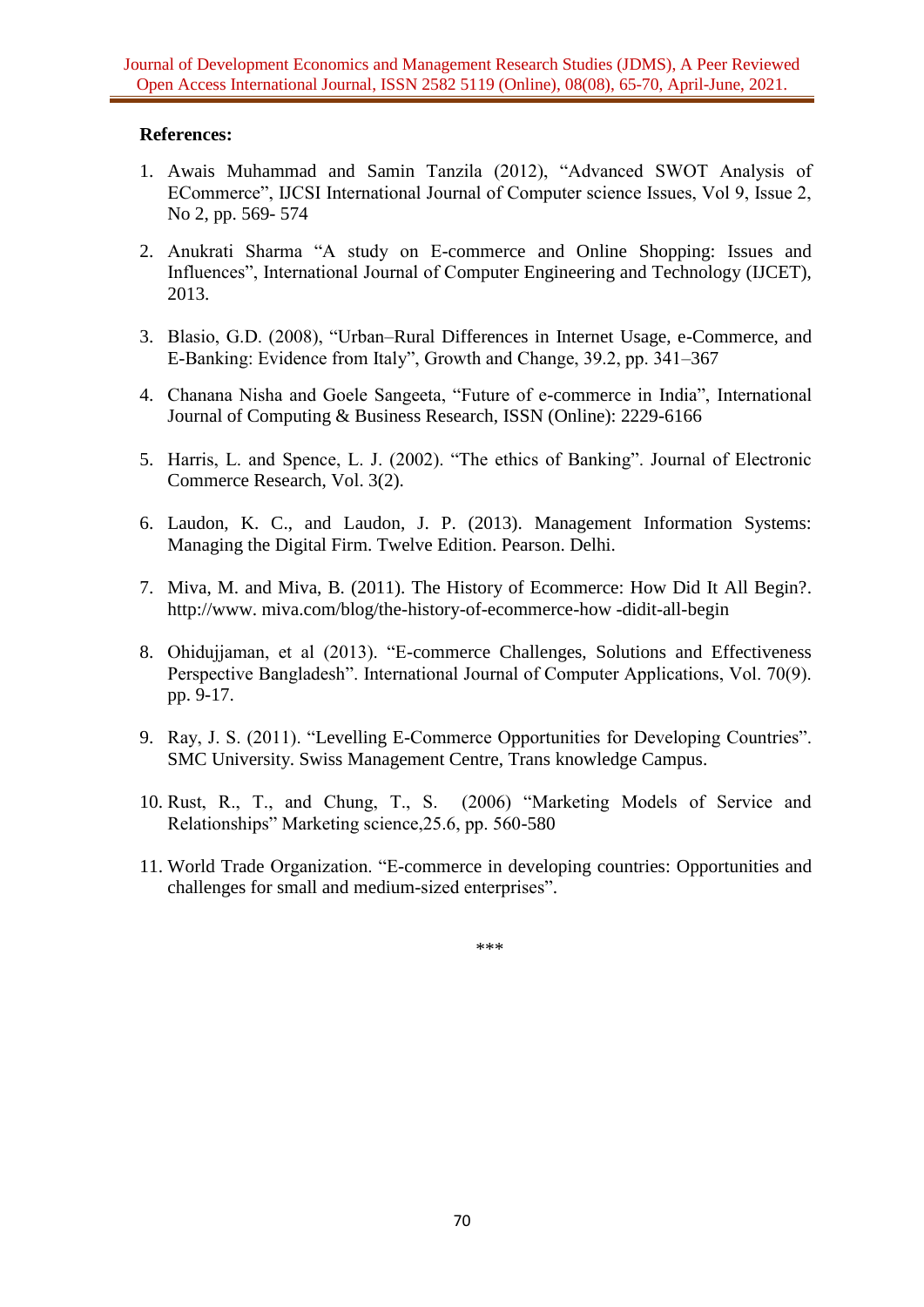**References:**

1. Awais Muhammad and Samin Tanzila (2012), "Advanced SWOT Analysis of ECommerce", IJCSI International Journal of Computer science Issues, Vol 9, Issue 2, No 2, pp. 569- 574

2. Anukrati Sharma "A study on E-commerce and Online Shopping: Issues and Influences", International Journal of Computer Engineering and Technology (IJCET), 2013.

3. Blasio, G.D. (2008), "Urban–Rural Differences in Internet Usage, e-Commerce, and E-Banking: Evidence from Italy", Growth and Change, 39.2, pp. 341–367

4. Chanana Nisha and Goele Sangeeta, "Future of e-commerce in India", International Journal of Computing & Business Research, ISSN (Online): 2229-6166

5. Harris, L. and Spence, L. J. (2002). "The ethics of Banking". Journal of Electronic Commerce Research, Vol. 3(2).

6. Laudon, K. C., and Laudon, J. P. (2013). Management Information Systems: Managing the Digital Firm. Twelve Edition. Pearson. Delhi.

7. Miva, M. and Miva, B. (2011). The History of Ecommerce: How Did It All Begin?. http://www. miva.com/blog/the-history-of-ecommerce-how -didit-all-begin

8. Ohidujjaman, et al (2013). "E-commerce Challenges, Solutions and Effectiveness Perspective Bangladesh". International Journal of Computer Applications, Vol. 70(9). pp. 9-17.

9. Ray, J. S. (2011). "Levelling E-Commerce Opportunities for Developing Countries". SMC University. Swiss Management Centre, Trans knowledge Campus.

10. Rust, R., T., and Chung, T., S. (2006) "Marketing Models of Service and Relationships" Marketing science,25.6, pp. 560-580

11. World Trade Organization. "E-commerce in developing countries: Opportunities and challenges for small and medium-sized enterprises".

\*\*\*